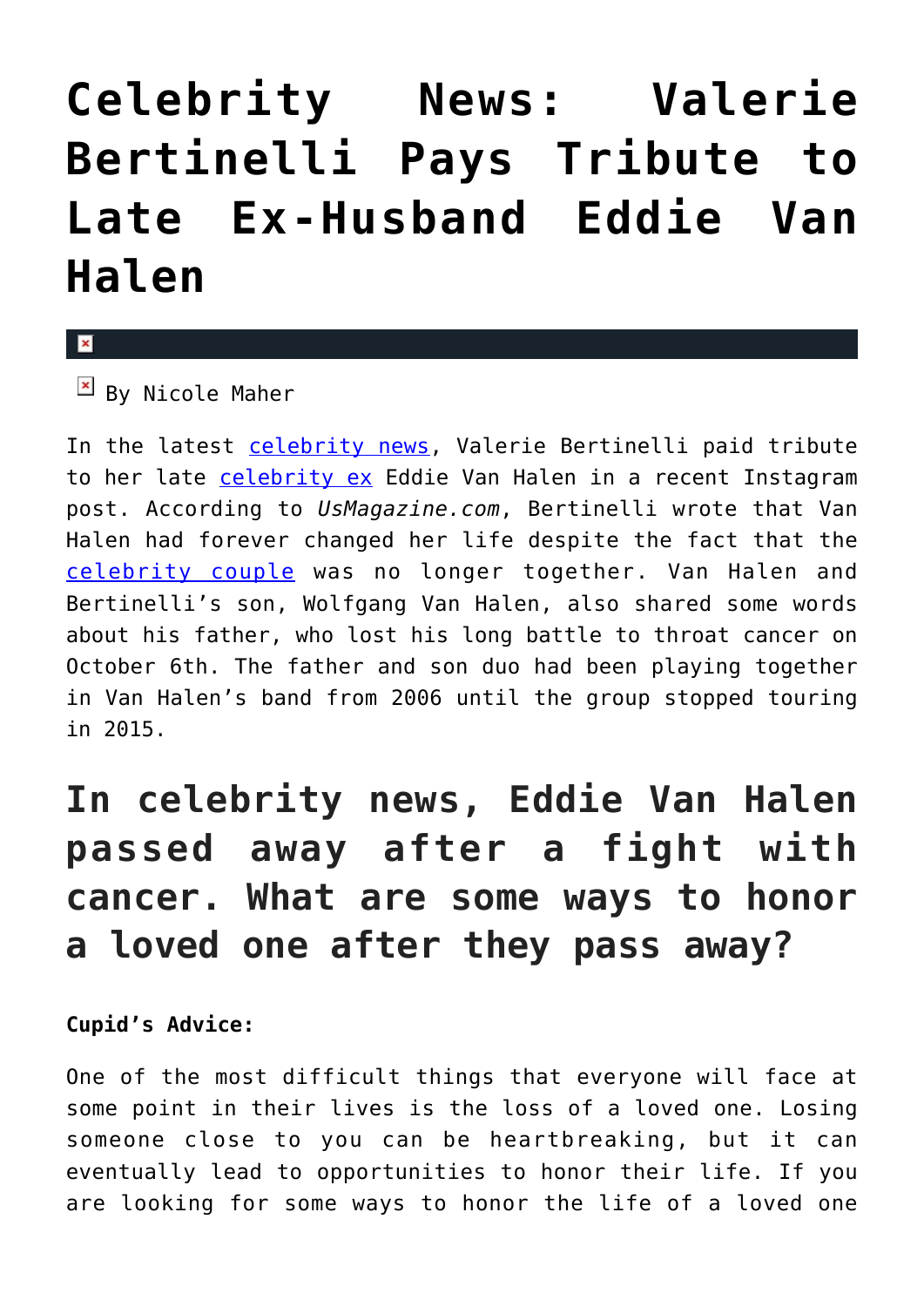# Celebrity News: Valerie Bertinelli Pays Tribute to Late Ex-Husband Eddie Van Halen

By Nicole Maher

In the latest celebrity news, Valerie Bertinelli paid tribute to her late celebrity ex Eddie Van Halen in a recent Instagram post. According to *UsMagazine.com*, Bertinelli wrote that Van Halen had forever changed her life despite the fact that the celebrity couple was no longer together. Van Halen and Bertinelli's son, Wolfgang Van Halen, also shared some words about his father, who lost his long battle to throat cancer on October 6th. The father and son duo had been playing together in Van Halen's band from 2006 until the group stopped touring in 2015.

## In celebrity news, Eddie Van Halen passed away after a fight with cancer. What are some ways to honor a loved one after they pass away?

**Cupid's Advice:**

One of the most difficult things that everyone will face at some point in their lives is the loss of a loved one. Losing someone close to you can be heartbreaking, but it can eventually lead to opportunities to honor their life. If you are looking for some ways to honor the life of a loved one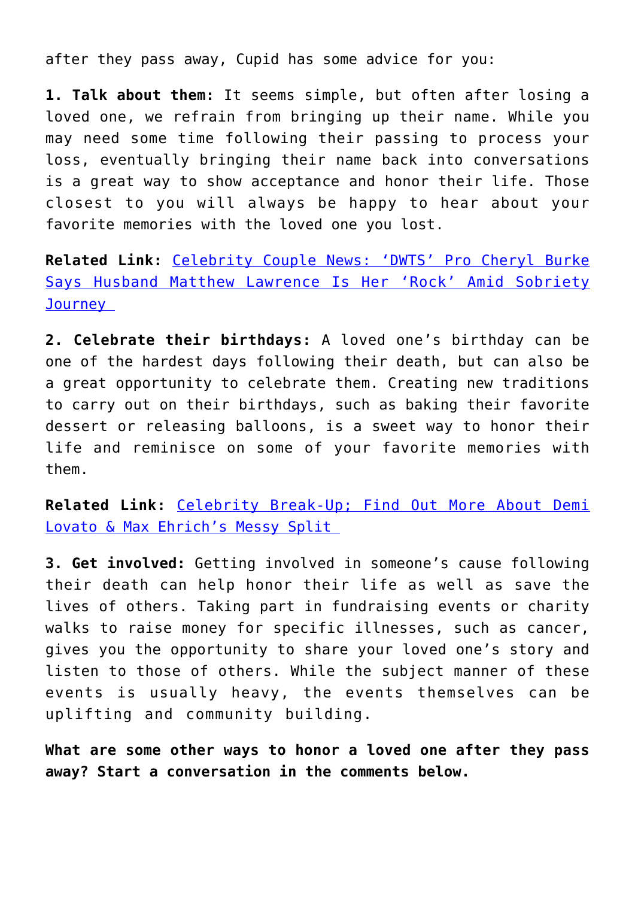after they pass away, Cupid has some advice for you:

**1. Talk about them:** It seems simple, but often after losing a loved one, we refrain from bringing up their name. While you may need some time following their passing to process your loss, eventually bringing their name back into conversations is a great way to show acceptance and honor their life. Those closest to you will always be happy to hear about your favorite memories with the loved one you lost.

**Related Link:** [Celebrity Couple News: 'DWTS' Pro Cheryl Burke Says Husband Matthew Lawrence Is Her 'Rock' Amid Sobriety Journey]()

**2. Celebrate their birthdays:** A loved one's birthday can be one of the hardest days following their death, but can also be a great opportunity to celebrate them. Creating new traditions to carry out on their birthdays, such as baking their favorite dessert or releasing balloons, is a sweet way to honor their life and reminisce on some of your favorite memories with them.

**Related Link:** [Celebrity Break-Up; Find Out More About Demi Lovato & Max Ehrich's Messy Split]()

**3. Get involved:** Getting involved in someone's cause following their death can help honor their life as well as save the lives of others. Taking part in fundraising events or charity walks to raise money for specific illnesses, such as cancer, gives you the opportunity to share your loved one's story and listen to those of others. While the subject manner of these events is usually heavy, the events themselves can be uplifting and community building.

**What are some other ways to honor a loved one after they pass away? Start a conversation in the comments below.**